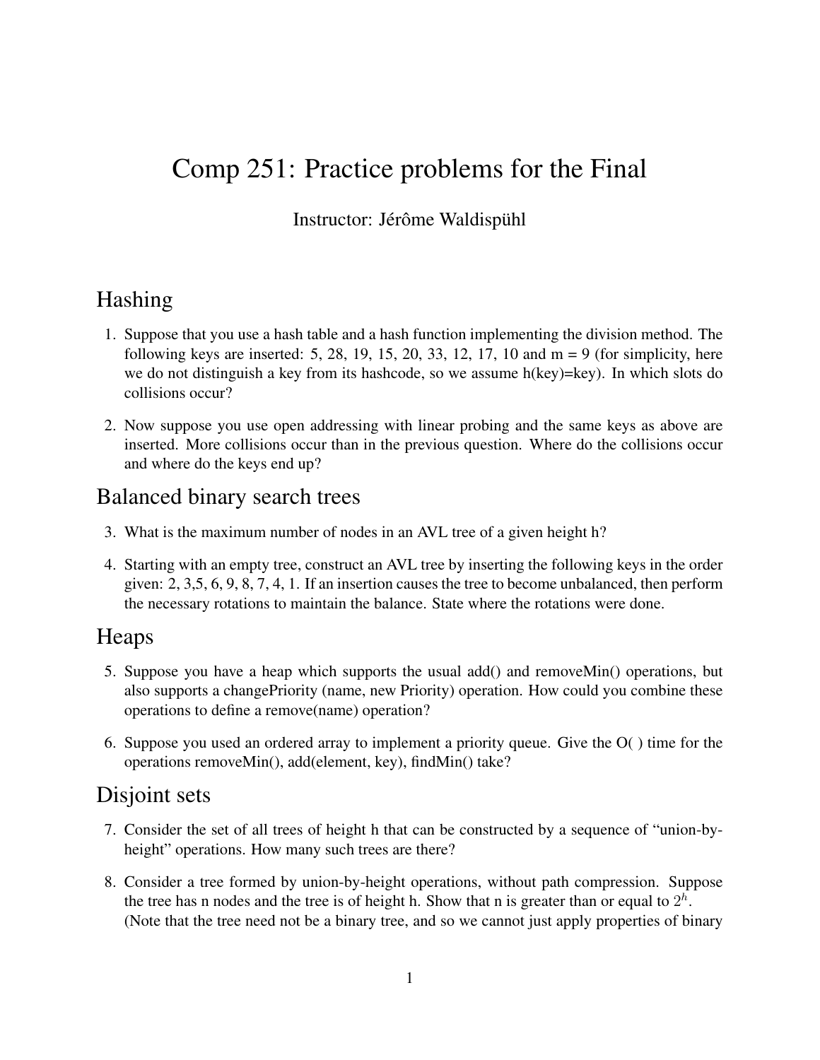# Comp 251: Practice problems for the Final

Instructor: Jérôme Waldispühl

## Hashing

1. Suppose that you use a hash table and a hash function implementing the division method. The following keys are inserted: 5, 28, 19, 15, 20, 33, 12, 17, 10 and m = 9 (for simplicity, here we do not distinguish a key from its hashcode, so we assume h(key)=key). In which slots do collisions occur?

2. Now suppose you use open addressing with linear probing and the same keys as above are inserted. More collisions occur than in the previous question. Where do the collisions occur and where do the keys end up?

## Balanced binary search trees

3. What is the maximum number of nodes in an AVL tree of a given height h?

4. Starting with an empty tree, construct an AVL tree by inserting the following keys in the order given: 2, 3,5, 6, 9, 8, 7, 4, 1. If an insertion causes the tree to become unbalanced, then perform the necessary rotations to maintain the balance. State where the rotations were done.

## Heaps

5. Suppose you have a heap which supports the usual add() and removeMin() operations, but also supports a changePriority (name, new Priority) operation. How could you combine these operations to define a remove(name) operation?

6. Suppose you used an ordered array to implement a priority queue. Give the O( ) time for the operations removeMin(), add(element, key), findMin() take?

## Disjoint sets

7. Consider the set of all trees of height h that can be constructed by a sequence of "union-by-height" operations. How many such trees are there?

8. Consider a tree formed by union-by-height operations, without path compression. Suppose the tree has n nodes and the tree is of height h. Show that n is greater than or equal to $2^h$. (Note that the tree need not be a binary tree, and so we cannot just apply properties of binary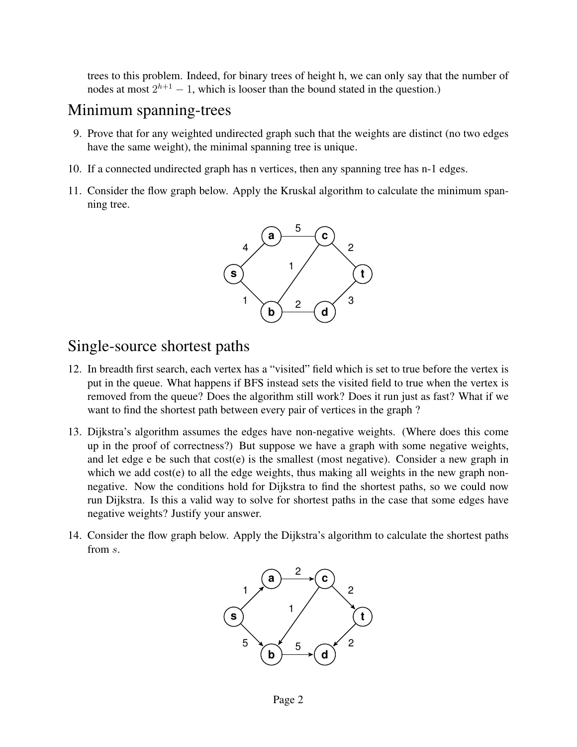trees to this problem. Indeed, for binary trees of height h, we can only say that the number of nodes at most $2^{h+1} - 1$, which is looser than the bound stated in the question.)

## Minimum spanning-trees

9. Prove that for any weighted undirected graph such that the weights are distinct (no two edges have the same weight), the minimal spanning tree is unique.

10. If a connected undirected graph has n vertices, then any spanning tree has n-1 edges.

11. Consider the flow graph below. Apply the Kruskal algorithm to calculate the minimum spanning tree.

## Single-source shortest paths

12. In breadth first search, each vertex has a "visited" field which is set to true before the vertex is put in the queue. What happens if BFS instead sets the visited field to true when the vertex is removed from the queue? Does the algorithm still work? Does it run just as fast? What if we want to find the shortest path between every pair of vertices in the graph ?

13. Dijkstra's algorithm assumes the edges have non-negative weights. (Where does this come up in the proof of correctness?) But suppose we have a graph with some negative weights, and let edge e be such that cost(e) is the smallest (most negative). Consider a new graph in which we add cost(e) to all the edge weights, thus making all weights in the new graph non-negative. Now the conditions hold for Dijkstra to find the shortest paths, so we could now run Dijkstra. Is this a valid way to solve for shortest paths in the case that some edges have negative weights? Justify your answer.

14. Consider the flow graph below. Apply the Dijkstra's algorithm to calculate the shortest paths from $s$.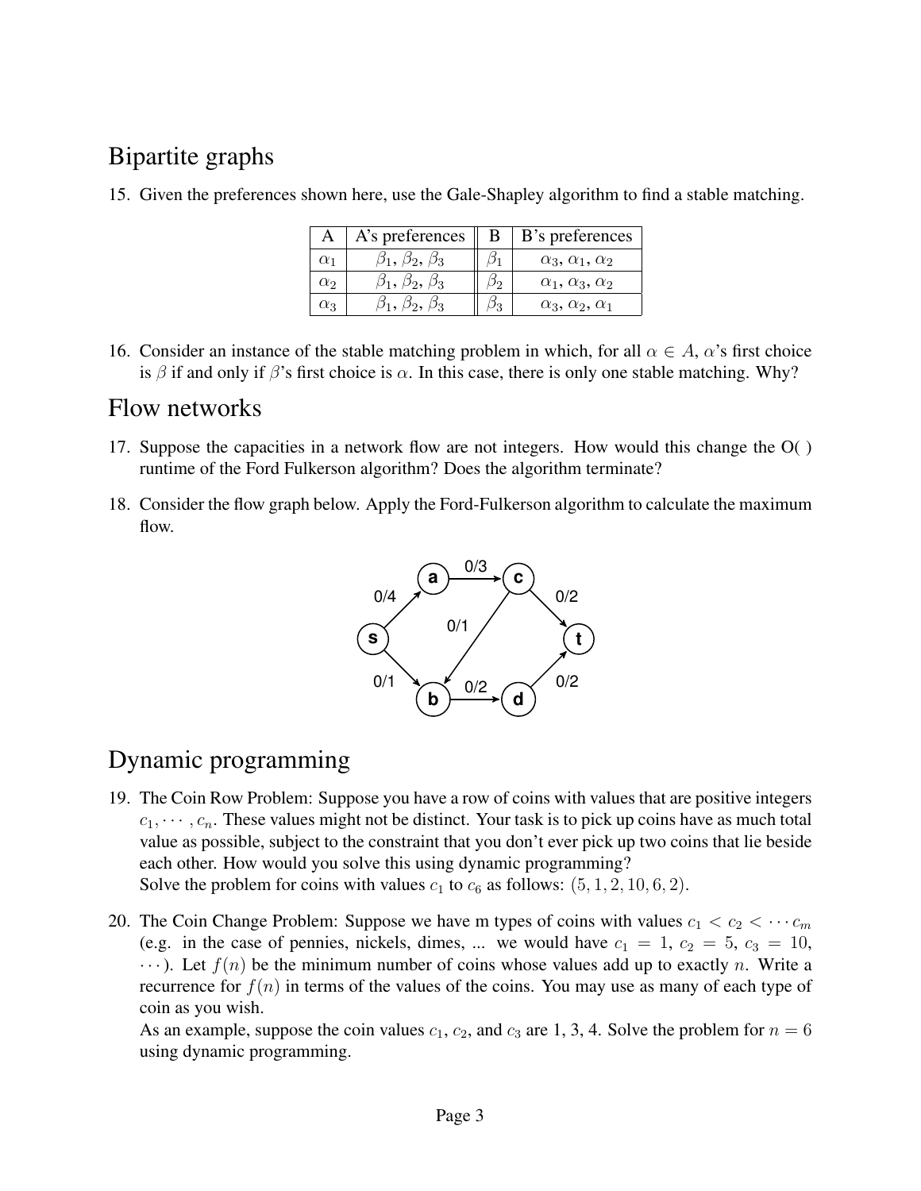# Bipartite graphs

15. Given the preferences shown here, use the Gale-Shapley algorithm to find a stable matching.

| A | A's preferences | B | B's preferences |
|---|---|---|---|
| $\alpha_1$ | $\beta_1, \beta_2, \beta_3$ | $\beta_1$ | $\alpha_3, \alpha_1, \alpha_2$ |
| $\alpha_2$ | $\beta_1, \beta_2, \beta_3$ | $\beta_2$ | $\alpha_1, \alpha_3, \alpha_2$ |
| $\alpha_3$ | $\beta_1, \beta_2, \beta_3$ | $\beta_3$ | $\alpha_3, \alpha_2, \alpha_1$ |

16. Consider an instance of the stable matching problem in which, for all $\alpha \in A$, $\alpha$'s first choice is $\beta$ if and only if $\beta$'s first choice is $\alpha$. In this case, there is only one stable matching. Why?

# Flow networks

17. Suppose the capacities in a network flow are not integers. How would this change the O( ) runtime of the Ford Fulkerson algorithm? Does the algorithm terminate?

18. Consider the flow graph below. Apply the Ford-Fulkerson algorithm to calculate the maximum flow.

Edges (flow/capacity): s→a 0/4, s→b 0/1, a→c 0/3, c→b 0/1, b→d 0/2, c→t 0/2, d→t 0/2

# Dynamic programming

19. The Coin Row Problem: Suppose you have a row of coins with values that are positive integers $c_1, \cdots, c_n$. These values might not be distinct. Your task is to pick up coins have as much total value as possible, subject to the constraint that you don't ever pick up two coins that lie beside each other. How would you solve this using dynamic programming?
Solve the problem for coins with values $c_1$ to $c_6$ as follows: $(5, 1, 2, 10, 6, 2)$.

20. The Coin Change Problem: Suppose we have m types of coins with values $c_1 < c_2 < \cdots c_m$ (e.g. in the case of pennies, nickels, dimes, ... we would have $c_1 = 1$, $c_2 = 5$, $c_3 = 10$, $\cdots$). Let $f(n)$ be the minimum number of coins whose values add up to exactly $n$. Write a recurrence for $f(n)$ in terms of the values of the coins. You may use as many of each type of coin as you wish.
As an example, suppose the coin values $c_1$, $c_2$, and $c_3$ are 1, 3, 4. Solve the problem for $n = 6$ using dynamic programming.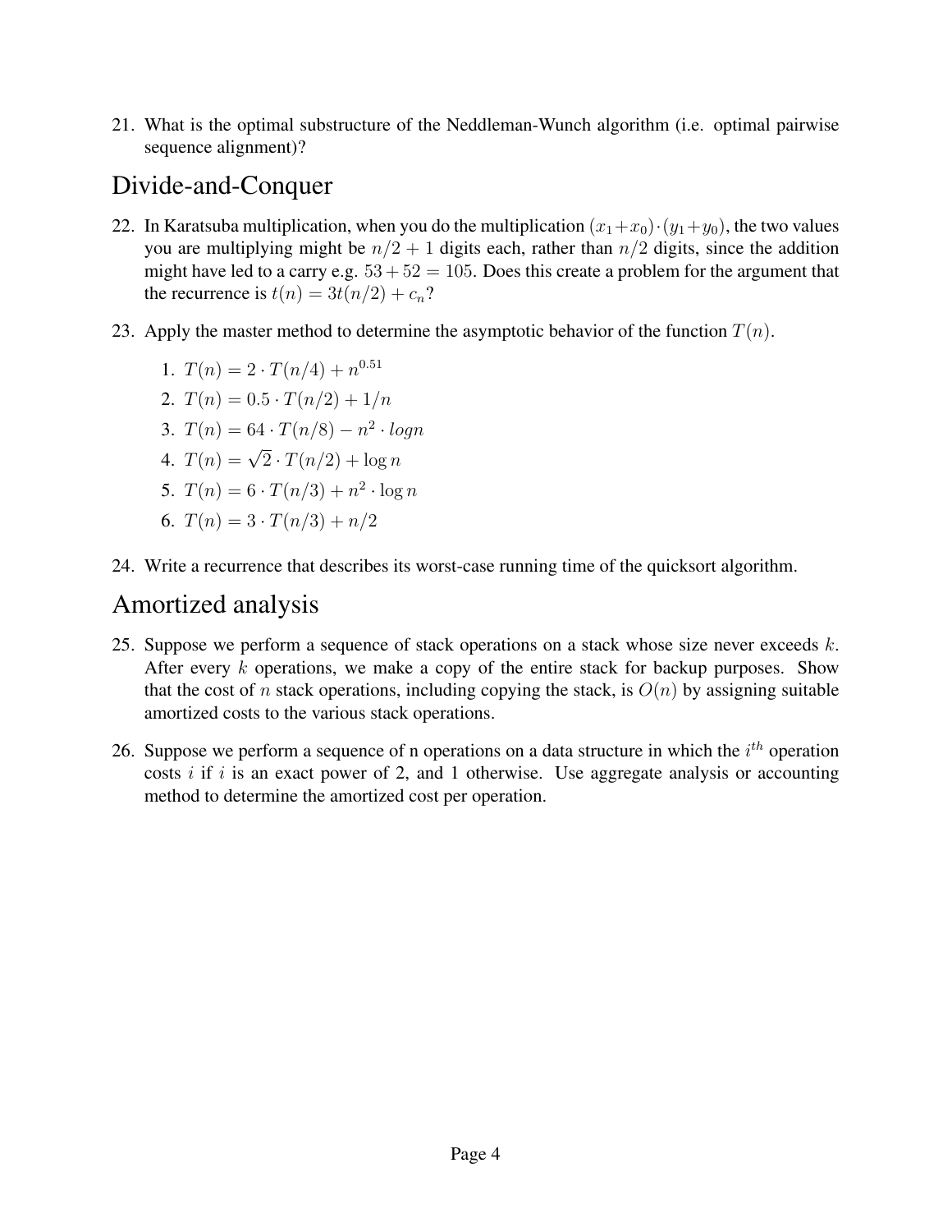21. What is the optimal substructure of the Neddleman-Wunch algorithm (i.e. optimal pairwise sequence alignment)?

## Divide-and-Conquer

22. In Karatsuba multiplication, when you do the multiplication $(x_1+x_0)\cdot(y_1+y_0)$, the two values you are multiplying might be $n/2+1$ digits each, rather than $n/2$ digits, since the addition might have led to a carry e.g. $53+52=105$. Does this create a problem for the argument that the recurrence is $t(n) = 3t(n/2) + c_n$?

23. Apply the master method to determine the asymptotic behavior of the function $T(n)$.

    1. $T(n) = 2 \cdot T(n/4) + n^{0.51}$
    2. $T(n) = 0.5 \cdot T(n/2) + 1/n$
    3. $T(n) = 64 \cdot T(n/8) - n^2 \cdot logn$
    4. $T(n) = \sqrt{2} \cdot T(n/2) + \log n$
    5. $T(n) = 6 \cdot T(n/3) + n^2 \cdot \log n$
    6. $T(n) = 3 \cdot T(n/3) + n/2$

24. Write a recurrence that describes its worst-case running time of the quicksort algorithm.

## Amortized analysis

25. Suppose we perform a sequence of stack operations on a stack whose size never exceeds $k$. After every $k$ operations, we make a copy of the entire stack for backup purposes. Show that the cost of $n$ stack operations, including copying the stack, is $O(n)$ by assigning suitable amortized costs to the various stack operations.

26. Suppose we perform a sequence of n operations on a data structure in which the $i^{th}$ operation costs $i$ if $i$ is an exact power of 2, and 1 otherwise. Use aggregate analysis or accounting method to determine the amortized cost per operation.